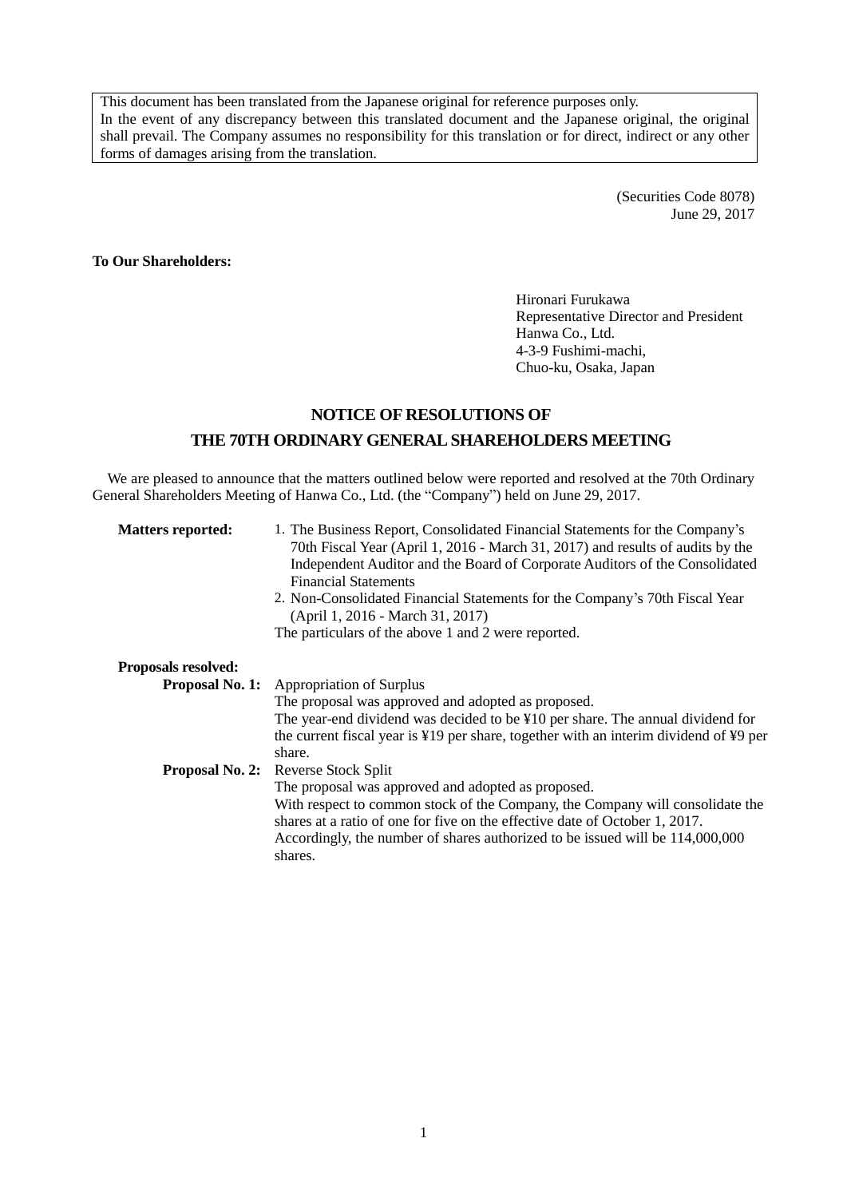This document has been translated from the Japanese original for reference purposes only.
In the event of any discrepancy between this translated document and the Japanese original, the original shall prevail. The Company assumes no responsibility for this translation or for direct, indirect or any other forms of damages arising from the translation.

(Securities Code 8078)
June 29, 2017

**To Our Shareholders:**

Hironari Furukawa
Representative Director and President
Hanwa Co., Ltd.
4-3-9 Fushimi-machi,
Chuo-ku, Osaka, Japan

# NOTICE OF RESOLUTIONS OF THE 70TH ORDINARY GENERAL SHAREHOLDERS MEETING

We are pleased to announce that the matters outlined below were reported and resolved at the 70th Ordinary General Shareholders Meeting of Hanwa Co., Ltd. (the "Company") held on June 29, 2017.

**Matters reported:**

1. The Business Report, Consolidated Financial Statements for the Company's 70th Fiscal Year (April 1, 2016 - March 31, 2017) and results of audits by the Independent Auditor and the Board of Corporate Auditors of the Consolidated Financial Statements
2. Non-Consolidated Financial Statements for the Company's 70th Fiscal Year (April 1, 2016 - March 31, 2017)

The particulars of the above 1 and 2 were reported.

**Proposals resolved:**

**Proposal No. 1:** Appropriation of Surplus
The proposal was approved and adopted as proposed.
The year-end dividend was decided to be ¥10 per share. The annual dividend for the current fiscal year is ¥19 per share, together with an interim dividend of ¥9 per share.

**Proposal No. 2:** Reverse Stock Split
The proposal was approved and adopted as proposed.
With respect to common stock of the Company, the Company will consolidate the shares at a ratio of one for five on the effective date of October 1, 2017.
Accordingly, the number of shares authorized to be issued will be 114,000,000 shares.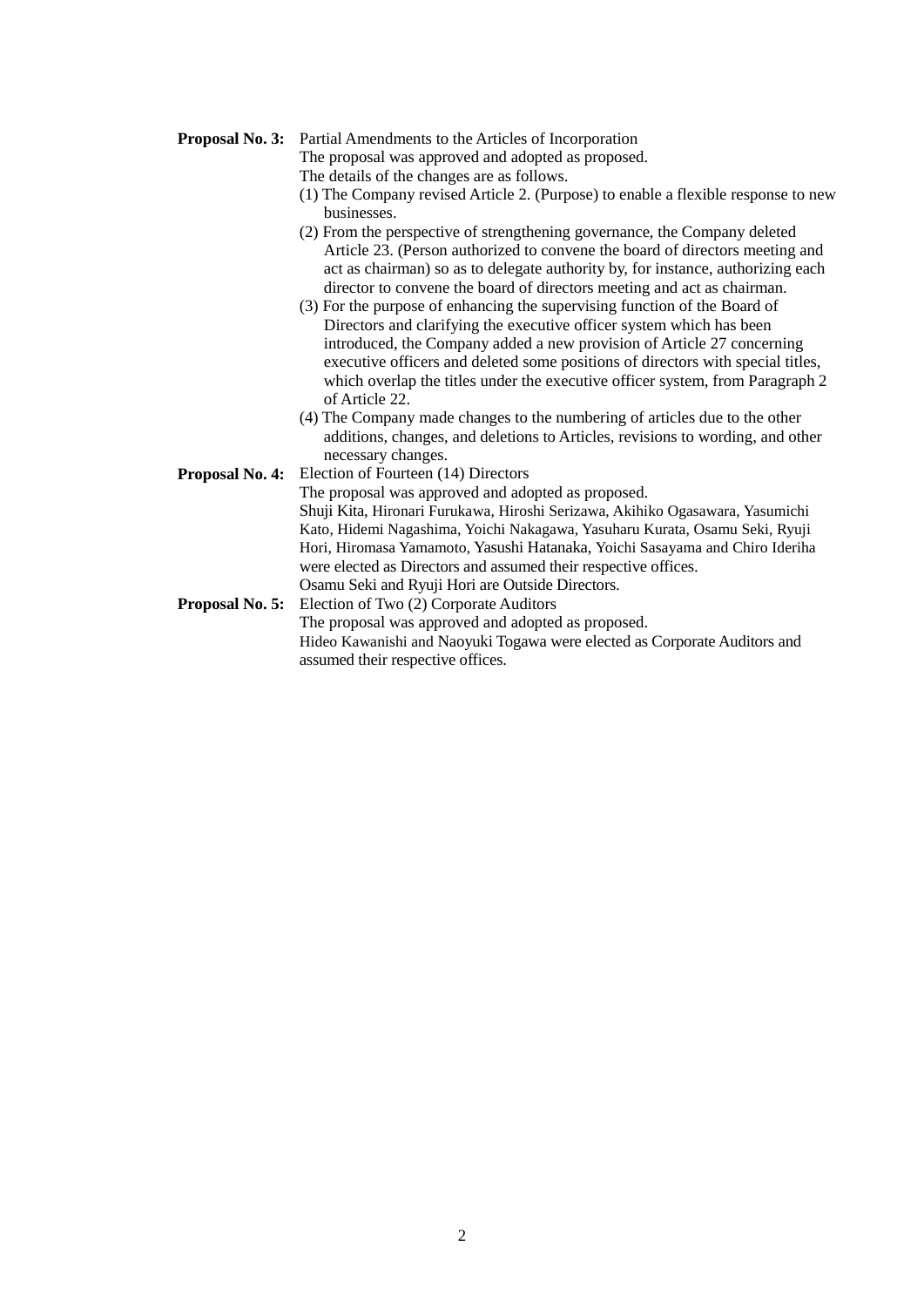**Proposal No. 3:** Partial Amendments to the Articles of Incorporation

The proposal was approved and adopted as proposed.

The details of the changes are as follows.

(1) The Company revised Article 2. (Purpose) to enable a flexible response to new businesses.

(2) From the perspective of strengthening governance, the Company deleted Article 23. (Person authorized to convene the board of directors meeting and act as chairman) so as to delegate authority by, for instance, authorizing each director to convene the board of directors meeting and act as chairman.

(3) For the purpose of enhancing the supervising function of the Board of Directors and clarifying the executive officer system which has been introduced, the Company added a new provision of Article 27 concerning executive officers and deleted some positions of directors with special titles, which overlap the titles under the executive officer system, from Paragraph 2 of Article 22.

(4) The Company made changes to the numbering of articles due to the other additions, changes, and deletions to Articles, revisions to wording, and other necessary changes.

**Proposal No. 4:** Election of Fourteen (14) Directors

The proposal was approved and adopted as proposed.

Shuji Kita, Hironari Furukawa, Hiroshi Serizawa, Akihiko Ogasawara, Yasumichi Kato, Hidemi Nagashima, Yoichi Nakagawa, Yasuharu Kurata, Osamu Seki, Ryuji Hori, Hiromasa Yamamoto, Yasushi Hatanaka, Yoichi Sasayama and Chiro Ideriha were elected as Directors and assumed their respective offices.

Osamu Seki and Ryuji Hori are Outside Directors.

**Proposal No. 5:** Election of Two (2) Corporate Auditors

The proposal was approved and adopted as proposed.

Hideo Kawanishi and Naoyuki Togawa were elected as Corporate Auditors and assumed their respective offices.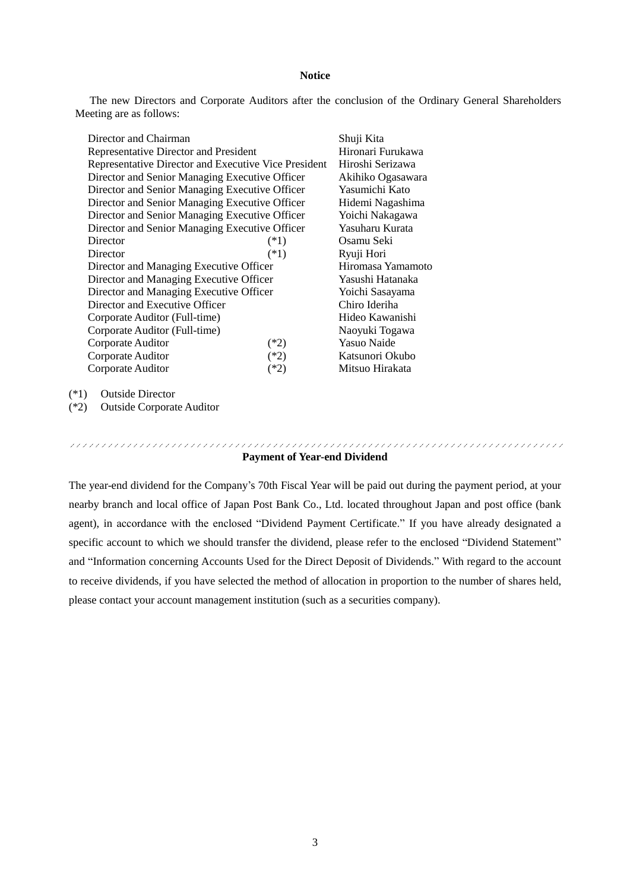**Notice**

The new Directors and Corporate Auditors after the conclusion of the Ordinary General Shareholders Meeting are as follows:

| | | |
|---|---|---|
| Director and Chairman | | Shuji Kita |
| Representative Director and President | | Hironari Furukawa |
| Representative Director and Executive Vice President | | Hiroshi Serizawa |
| Director and Senior Managing Executive Officer | | Akihiko Ogasawara |
| Director and Senior Managing Executive Officer | | Yasumichi Kato |
| Director and Senior Managing Executive Officer | | Hidemi Nagashima |
| Director and Senior Managing Executive Officer | | Yoichi Nakagawa |
| Director and Senior Managing Executive Officer | | Yasuharu Kurata |
| Director | (*1) | Osamu Seki |
| Director | (*1) | Ryuji Hori |
| Director and Managing Executive Officer | | Hiromasa Yamamoto |
| Director and Managing Executive Officer | | Yasushi Hatanaka |
| Director and Managing Executive Officer | | Yoichi Sasayama |
| Director and Executive Officer | | Chiro Ideriha |
| Corporate Auditor (Full-time) | | Hideo Kawanishi |
| Corporate Auditor (Full-time) | | Naoyuki Togawa |
| Corporate Auditor | (*2) | Yasuo Naide |
| Corporate Auditor | (*2) | Katsunori Okubo |
| Corporate Auditor | (*2) | Mitsuo Hirakata |

(*1) Outside Director
(*2) Outside Corporate Auditor

**Payment of Year-end Dividend**

The year-end dividend for the Company's 70th Fiscal Year will be paid out during the payment period, at your nearby branch and local office of Japan Post Bank Co., Ltd. located throughout Japan and post office (bank agent), in accordance with the enclosed "Dividend Payment Certificate." If you have already designated a specific account to which we should transfer the dividend, please refer to the enclosed "Dividend Statement" and "Information concerning Accounts Used for the Direct Deposit of Dividends." With regard to the account to receive dividends, if you have selected the method of allocation in proportion to the number of shares held, please contact your account management institution (such as a securities company).